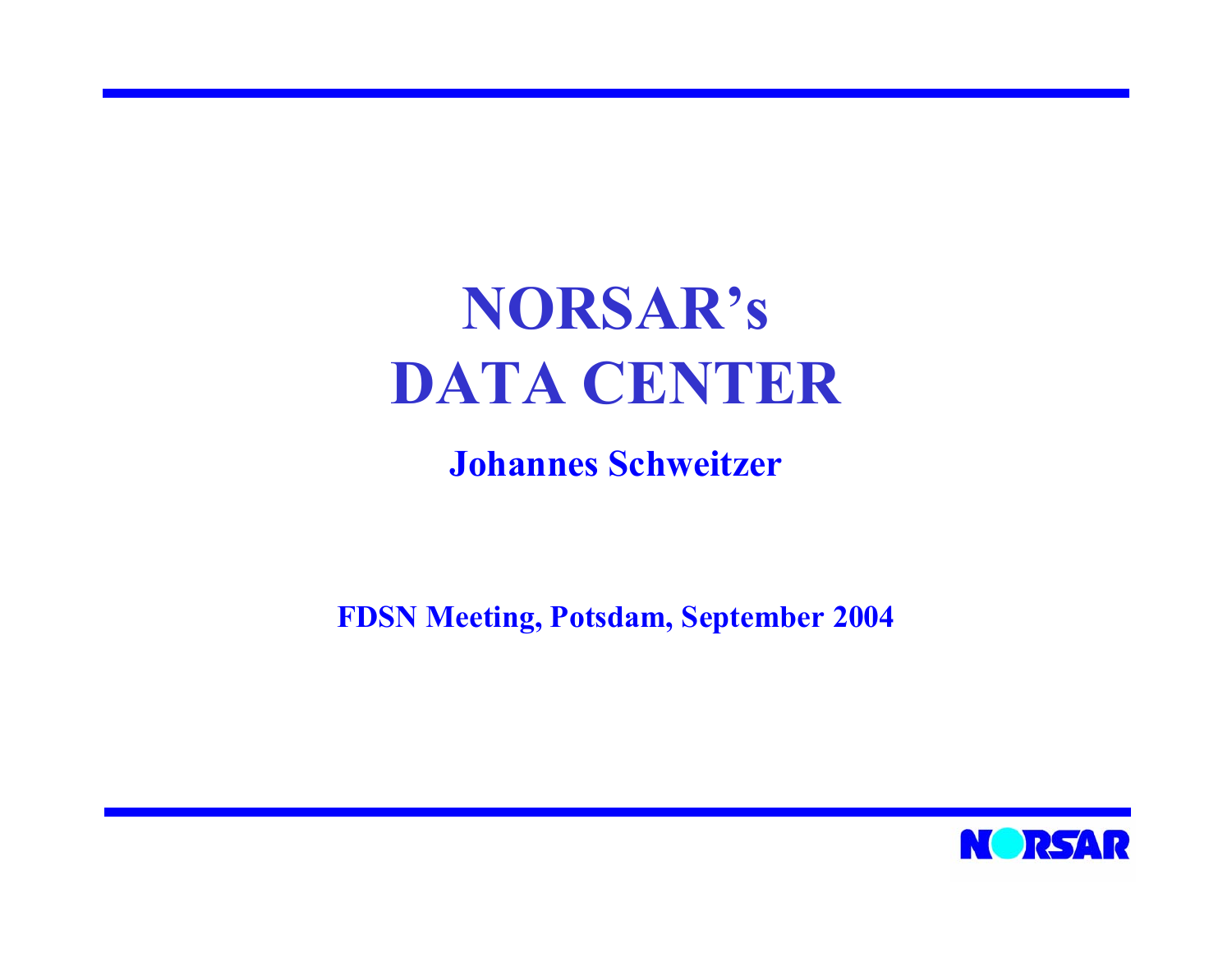# NORSAR's DATA CENTER

**Johannes Schweitzer**

**FDSN Meeting, Potsdam, September 2004**

NORSAR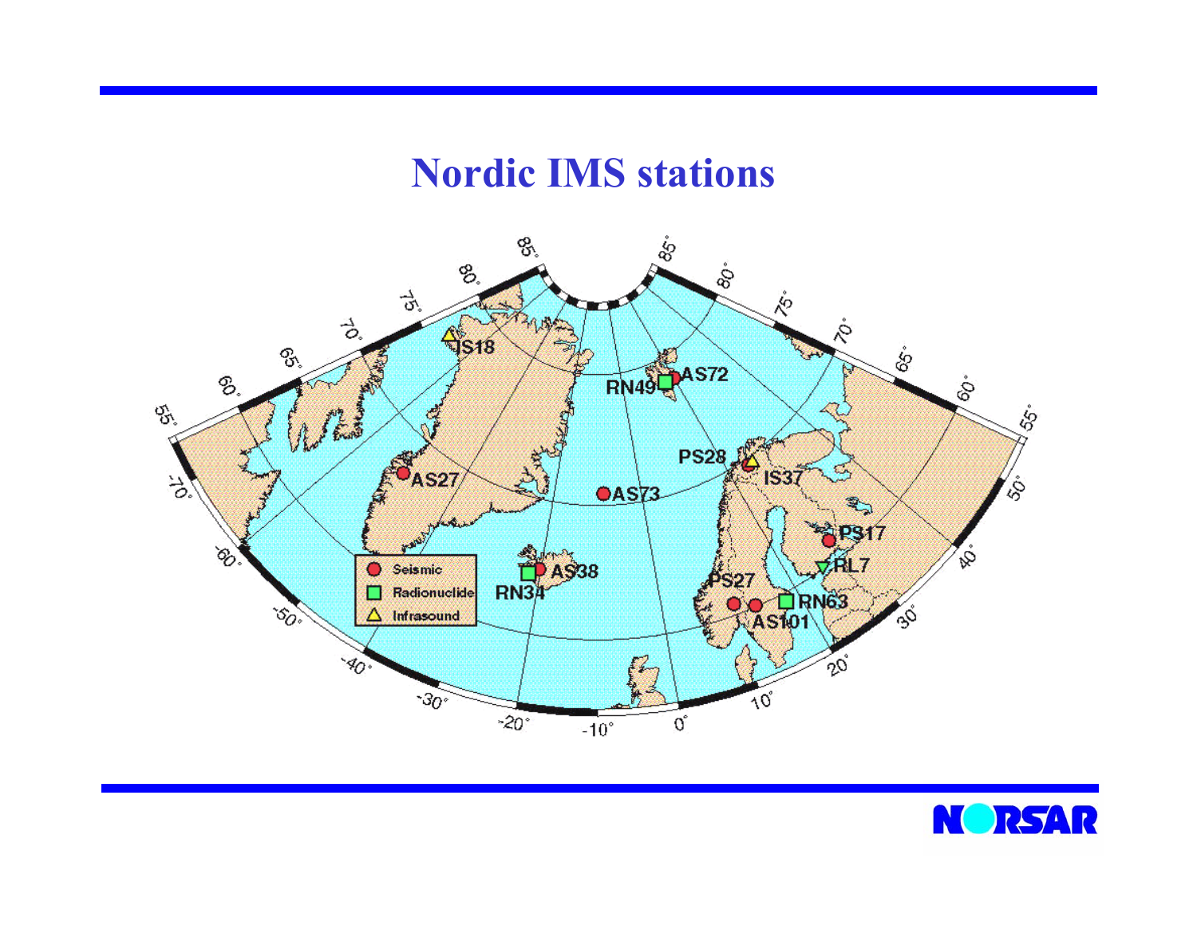# Nordic IMS stations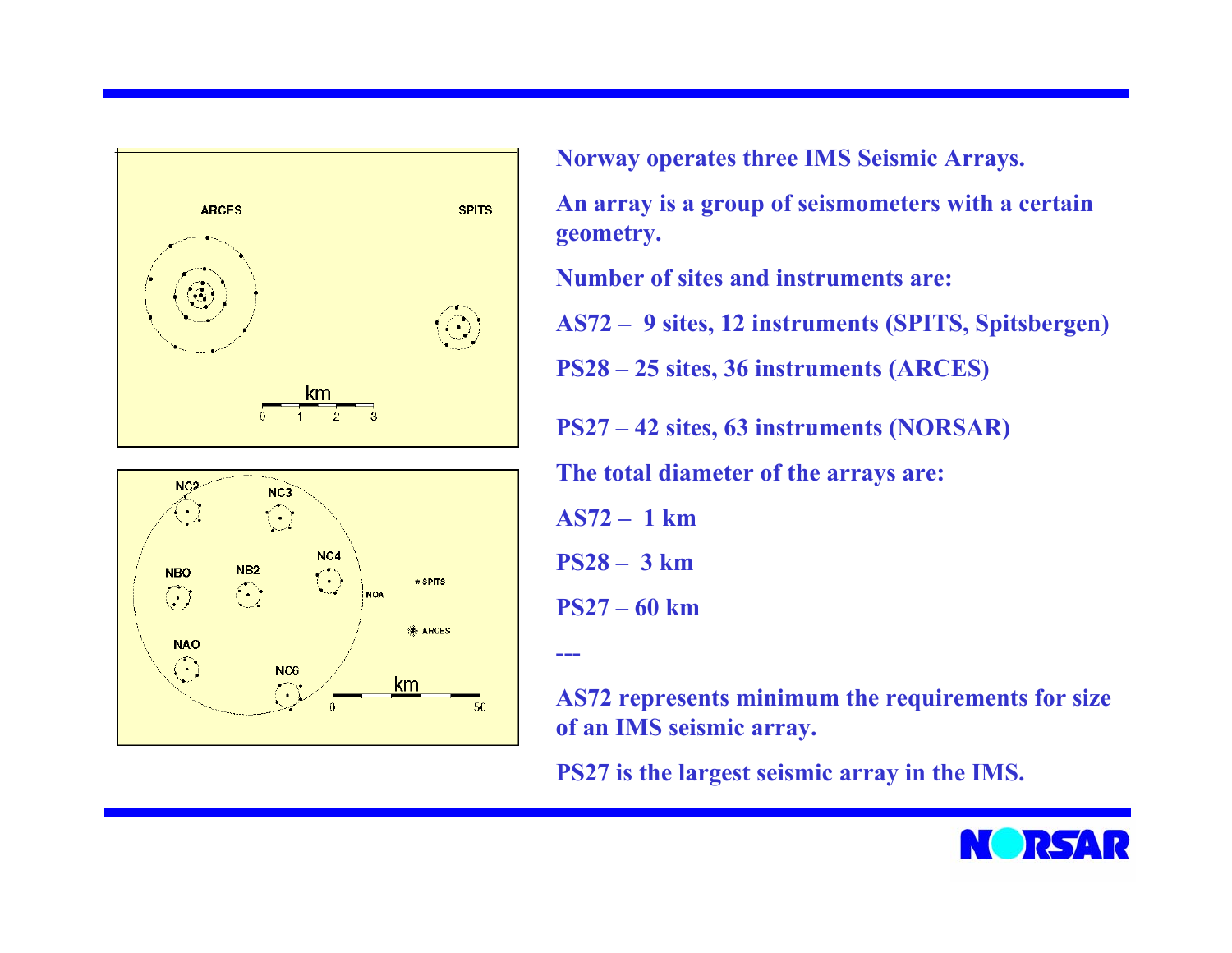Norway operates three IMS Seismic Arrays.

An array is a group of seismometers with a certain geometry.

Number of sites and instruments are:

AS72 – 9 sites, 12 instruments (SPITS, Spitsbergen)

PS28 – 25 sites, 36 instruments (ARCES)

PS27 – 42 sites, 63 instruments (NORSAR)

The total diameter of the arrays are:

AS72 – 1 km

PS28 – 3 km

PS27 – 60 km

---

AS72 represents minimum the requirements for size of an IMS seismic array.

PS27 is the largest seismic array in the IMS.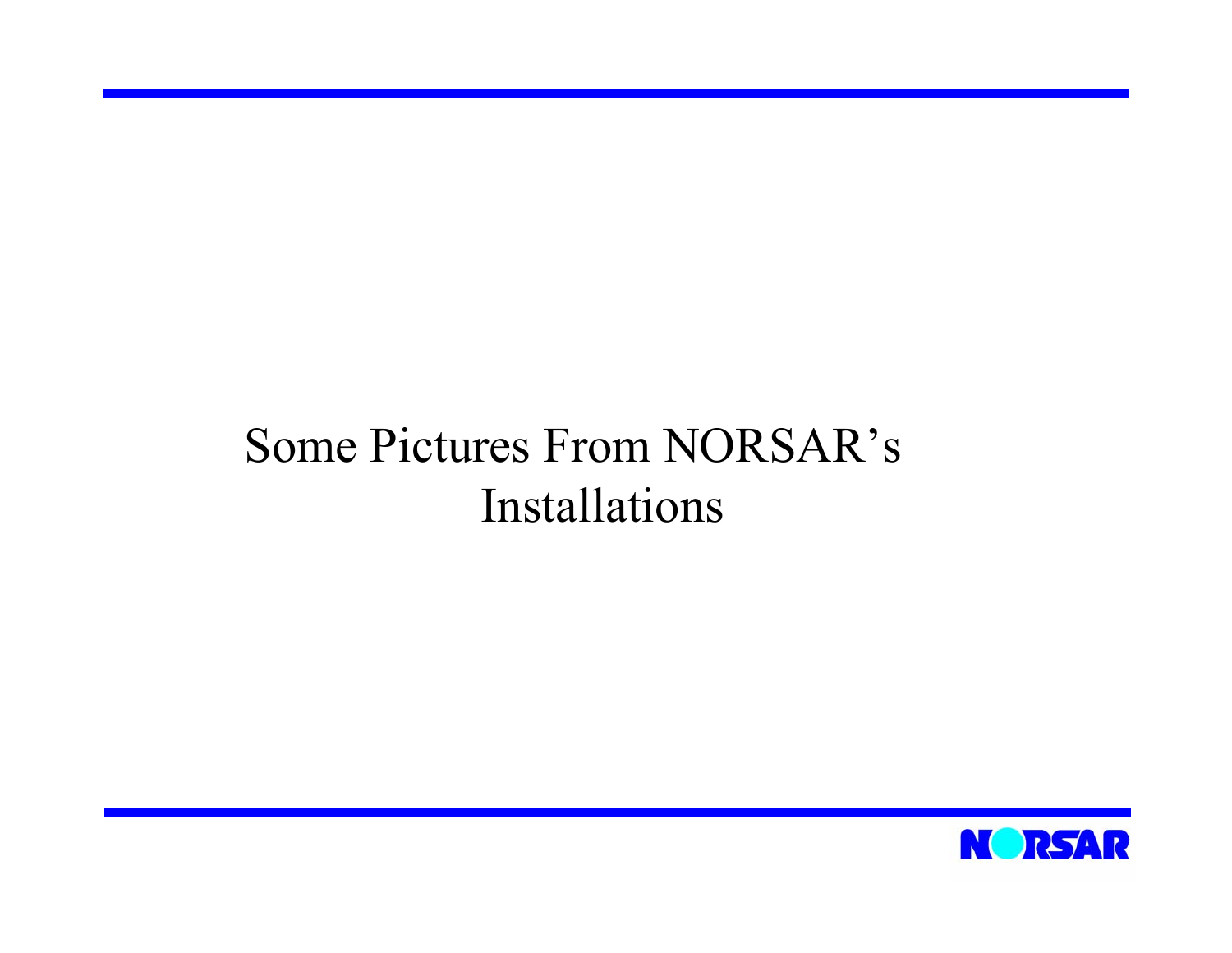# Some Pictures From NORSAR's Installations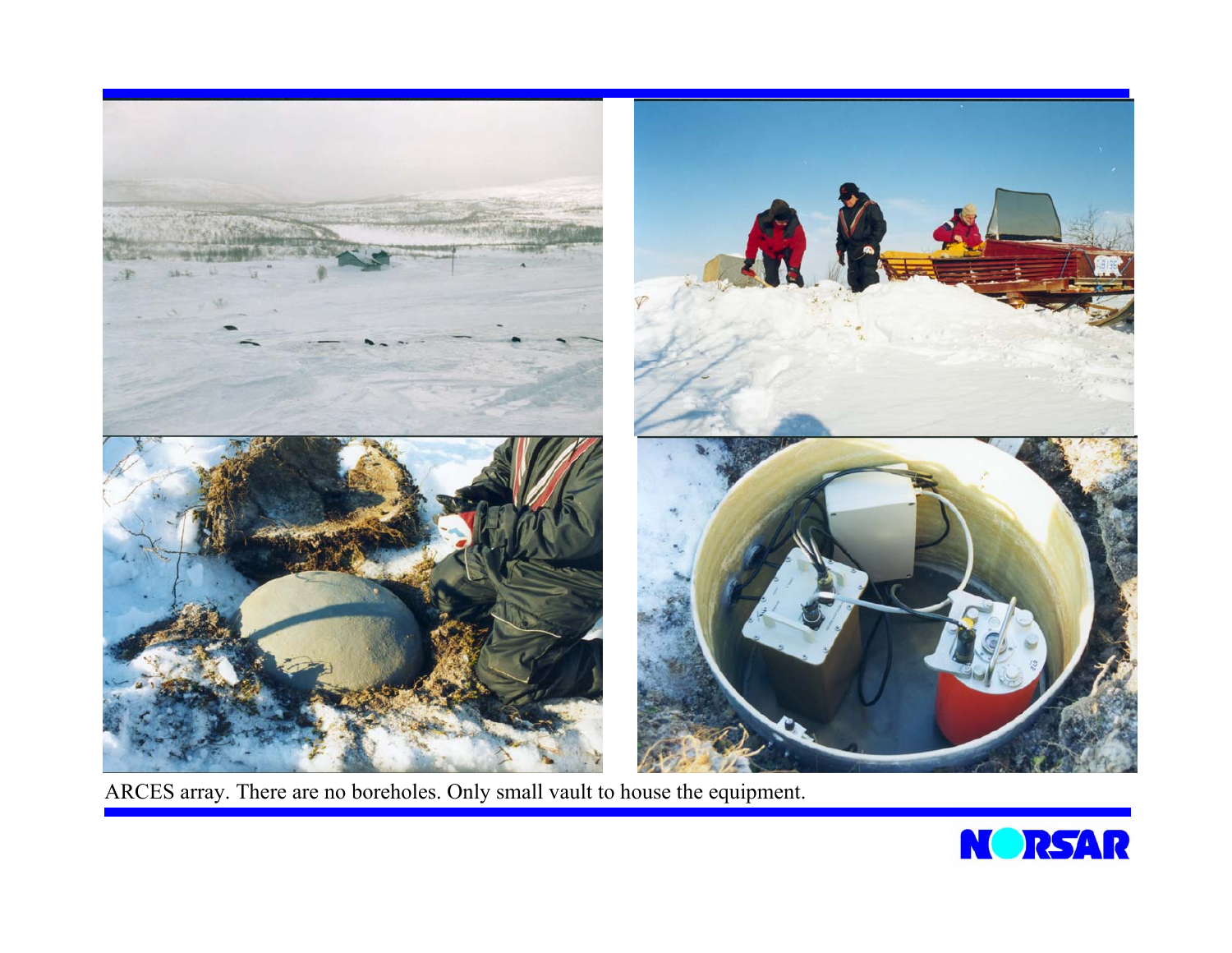ARCES array. There are no boreholes. Only small vault to house the equipment.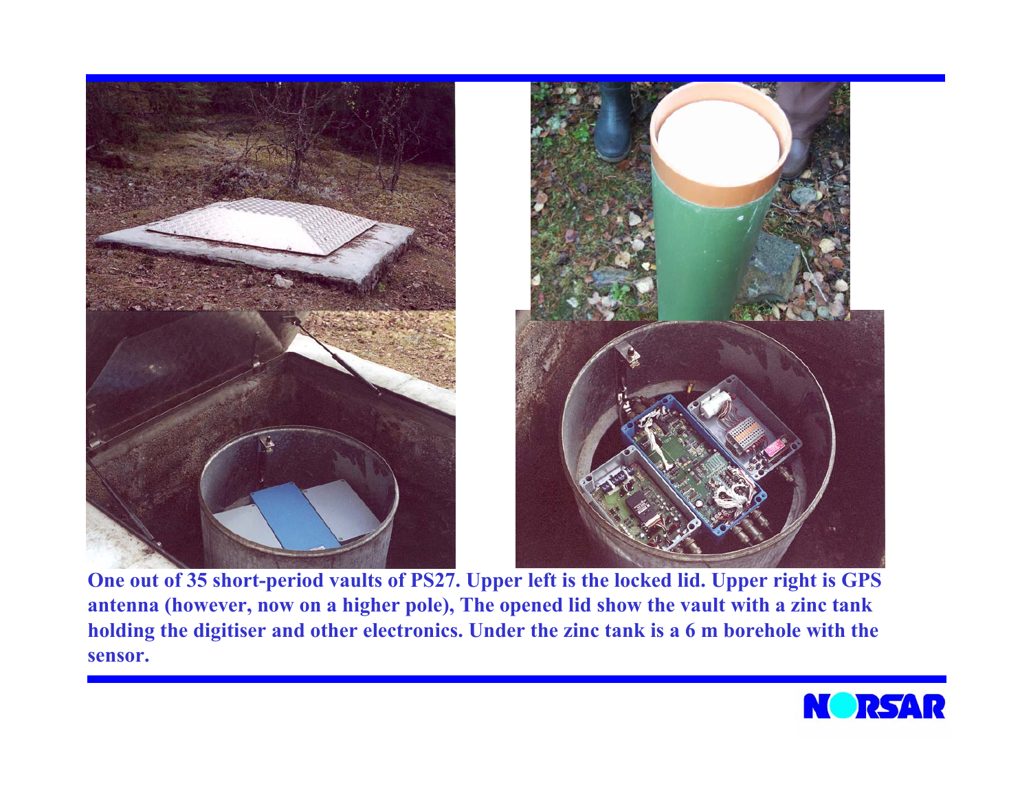One out of 35 short-period vaults of PS27. Upper left is the locked lid. Upper right is GPS antenna (however, now on a higher pole), The opened lid show the vault with a zinc tank holding the digitiser and other electronics. Under the zinc tank is a 6 m borehole with the sensor.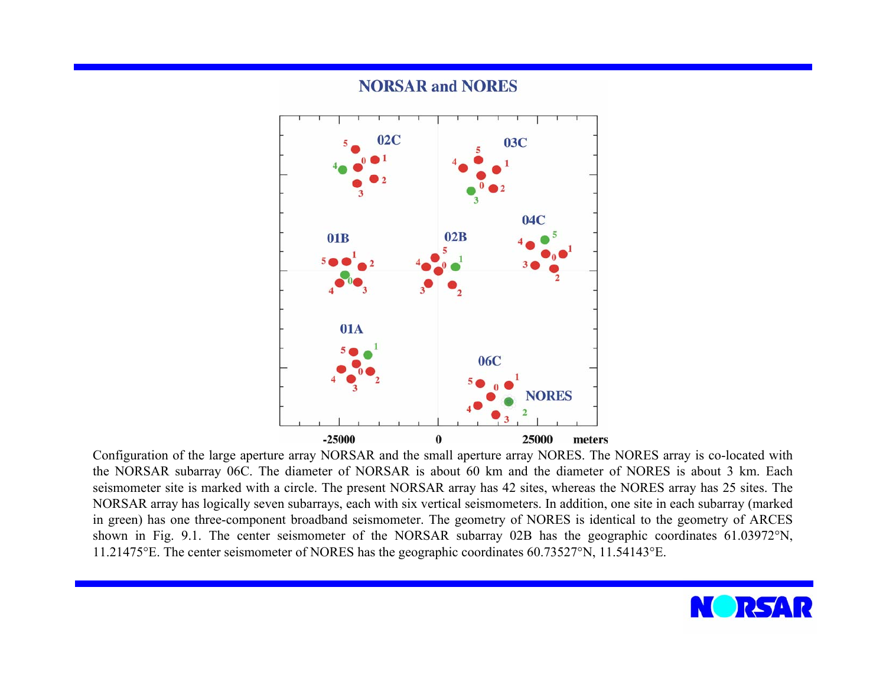## NORSAR and NORES

Configuration of the large aperture array NORSAR and the small aperture array NORES. The NORES array is co-located with the NORSAR subarray 06C. The diameter of NORSAR is about 60 km and the diameter of NORES is about 3 km. Each seismometer site is marked with a circle. The present NORSAR array has 42 sites, whereas the NORES array has 25 sites. The NORSAR array has logically seven subarrays, each with six vertical seismometers. In addition, one site in each subarray (marked in green) has one three-component broadband seismometer. The geometry of NORES is identical to the geometry of ARCES shown in Fig. 9.1. The center seismometer of the NORSAR subarray 02B has the geographic coordinates 61.03972°N, 11.21475°E. The center seismometer of NORES has the geographic coordinates 60.73527°N, 11.54143°E.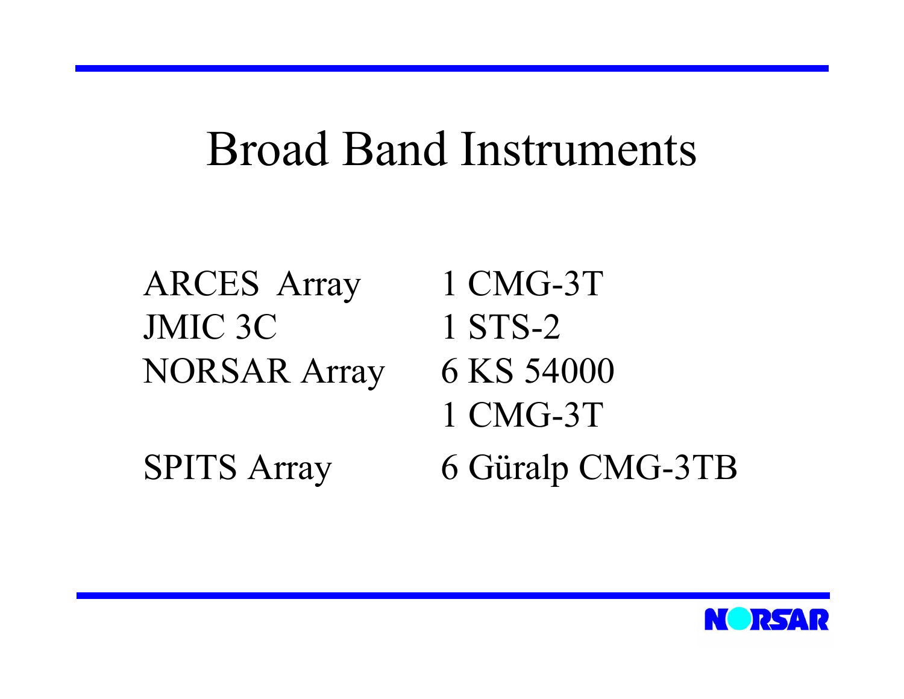# Broad Band Instruments

| | |
|---|---|
| ARCES Array | 1 CMG-3T |
| JMIC 3C | 1 STS-2 |
| NORSAR Array | 6 KS 54000 |
| | 1 CMG-3T |
| SPITS Array | 6 Güralp CMG-3TB |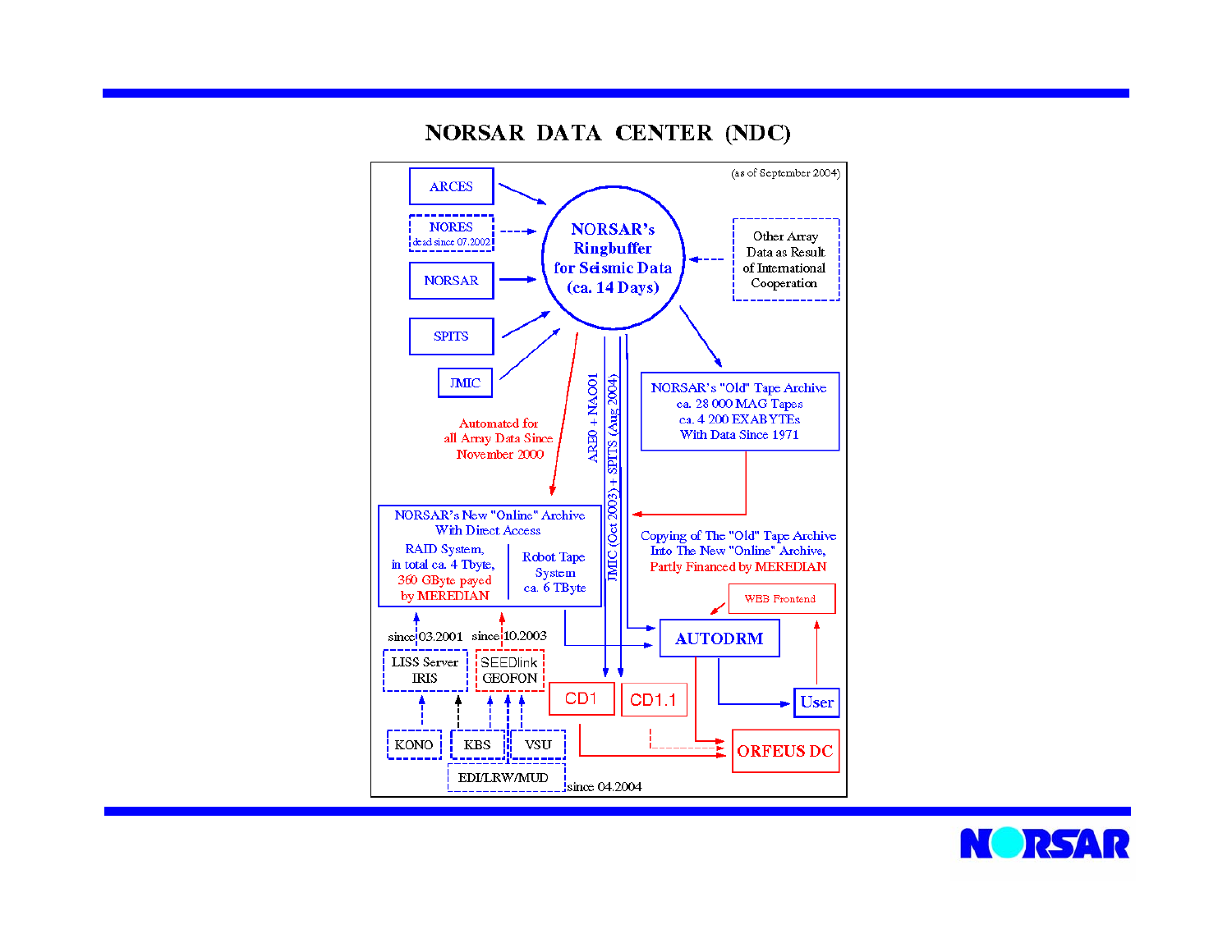# NORSAR DATA CENTER (NDC)

(as of September 2004)

ARCES

NORES
dead since 07.2002

NORSAR

SPITS

JMIC

NORSAR's Ringbuffer for Seismic Data (ca. 14 Days)

Other Array Data as Result of International Cooperation

NORSAR's "Old" Tape Archive
ca. 28 000 MAG Tapes
ca. 4 200 EXABYTEs
With Data Since 1971

Automated for all Array Data Since November 2000

ARE0 + NAO01

JMIC (Oct 2003) + SPITS (Aug 2004)

NORSAR's New "Online" Archive With Direct Access

RAID System, in total ca. 4 Tbyte, 360 GByte payed by MEREDIAN

Robot Tape System ca. 6 TByte

Copying of The "Old" Tape Archive Into The New "Online" Archive, Partly Financed by MEREDIAN

WEB Frontend

AUTODRM

User

since 03.2001

since 10.2003

LISS Server IRIS

SEEDlink GEOFON

CD1

CD1.1

ORFEUS DC

KONO

KBS

VSU

EDI/LRW/MUD

since 04.2004